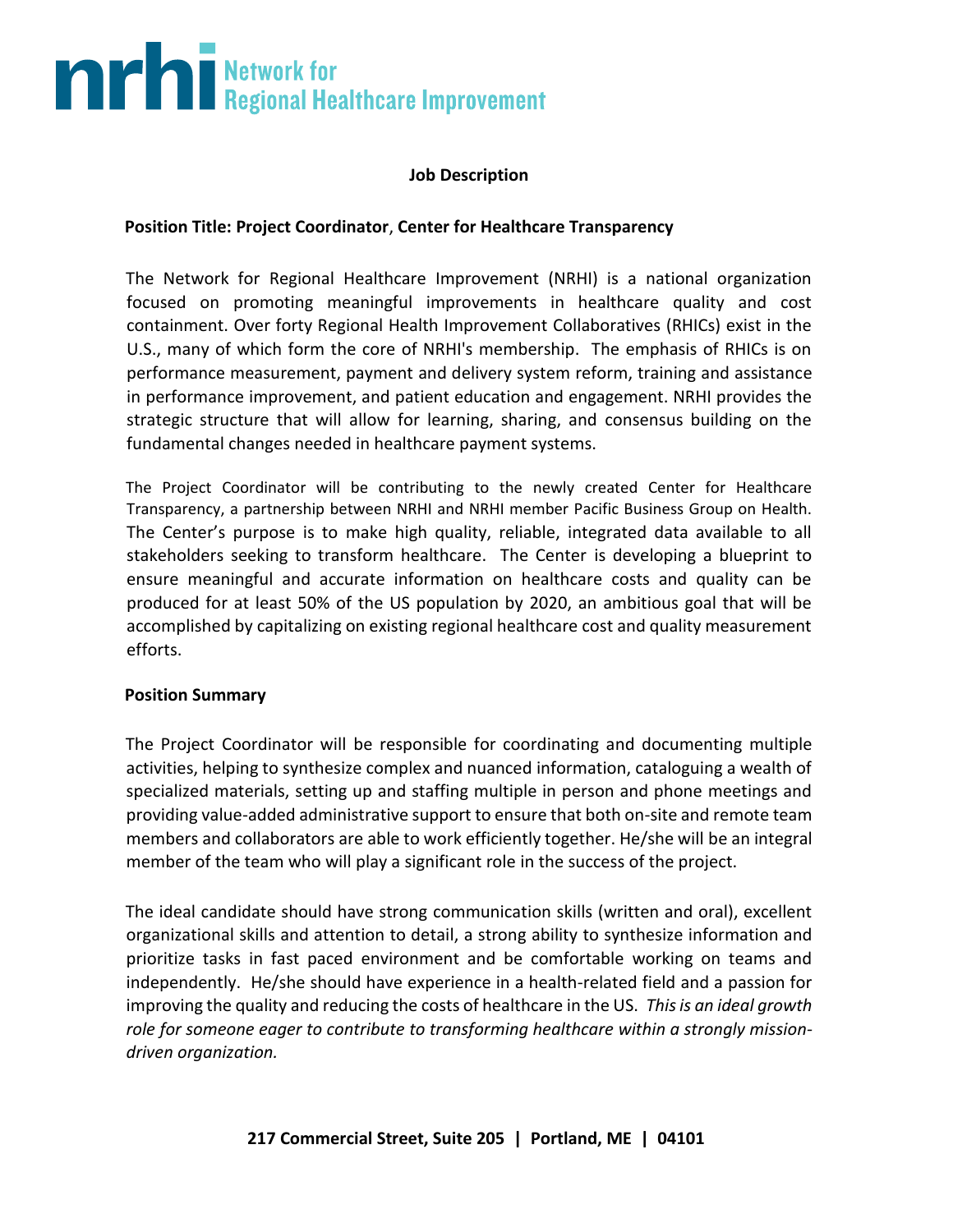**nrhi** Network for Regional Healthcare Improvement

**Job Description**

**Position Title: Project Coordinator**, **Center for Healthcare Transparency**

The Network for Regional Healthcare Improvement (NRHI) is a national organization focused on promoting meaningful improvements in healthcare quality and cost containment. Over forty Regional Health Improvement Collaboratives (RHICs) exist in the U.S., many of which form the core of NRHI's membership. The emphasis of RHICs is on performance measurement, payment and delivery system reform, training and assistance in performance improvement, and patient education and engagement. NRHI provides the strategic structure that will allow for learning, sharing, and consensus building on the fundamental changes needed in healthcare payment systems.

The Project Coordinator will be contributing to the newly created Center for Healthcare Transparency, a partnership between NRHI and NRHI member Pacific Business Group on Health. The Center's purpose is to make high quality, reliable, integrated data available to all stakeholders seeking to transform healthcare. The Center is developing a blueprint to ensure meaningful and accurate information on healthcare costs and quality can be produced for at least 50% of the US population by 2020, an ambitious goal that will be accomplished by capitalizing on existing regional healthcare cost and quality measurement efforts.

**Position Summary**

The Project Coordinator will be responsible for coordinating and documenting multiple activities, helping to synthesize complex and nuanced information, cataloguing a wealth of specialized materials, setting up and staffing multiple in person and phone meetings and providing value-added administrative support to ensure that both on-site and remote team members and collaborators are able to work efficiently together. He/she will be an integral member of the team who will play a significant role in the success of the project.

The ideal candidate should have strong communication skills (written and oral), excellent organizational skills and attention to detail, a strong ability to synthesize information and prioritize tasks in fast paced environment and be comfortable working on teams and independently. He/she should have experience in a health-related field and a passion for improving the quality and reducing the costs of healthcare in the US. *This is an ideal growth role for someone eager to contribute to transforming healthcare within a strongly mission-driven organization.*

**217 Commercial Street, Suite 205 | Portland, ME | 04101**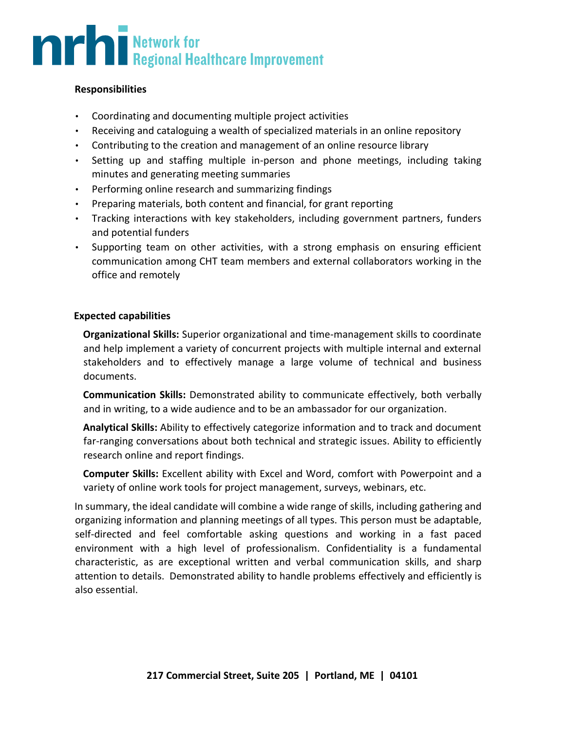**Responsibilities**

- Coordinating and documenting multiple project activities
- Receiving and cataloguing a wealth of specialized materials in an online repository
- Contributing to the creation and management of an online resource library
- Setting up and staffing multiple in-person and phone meetings, including taking minutes and generating meeting summaries
- Performing online research and summarizing findings
- Preparing materials, both content and financial, for grant reporting
- Tracking interactions with key stakeholders, including government partners, funders and potential funders
- Supporting team on other activities, with a strong emphasis on ensuring efficient communication among CHT team members and external collaborators working in the office and remotely

**Expected capabilities**

**Organizational Skills:** Superior organizational and time-management skills to coordinate and help implement a variety of concurrent projects with multiple internal and external stakeholders and to effectively manage a large volume of technical and business documents.

**Communication Skills:** Demonstrated ability to communicate effectively, both verbally and in writing, to a wide audience and to be an ambassador for our organization.

**Analytical Skills:** Ability to effectively categorize information and to track and document far-ranging conversations about both technical and strategic issues. Ability to efficiently research online and report findings.

**Computer Skills:** Excellent ability with Excel and Word, comfort with Powerpoint and a variety of online work tools for project management, surveys, webinars, etc.

In summary, the ideal candidate will combine a wide range of skills, including gathering and organizing information and planning meetings of all types. This person must be adaptable, self-directed and feel comfortable asking questions and working in a fast paced environment with a high level of professionalism. Confidentiality is a fundamental characteristic, as are exceptional written and verbal communication skills, and sharp attention to details. Demonstrated ability to handle problems effectively and efficiently is also essential.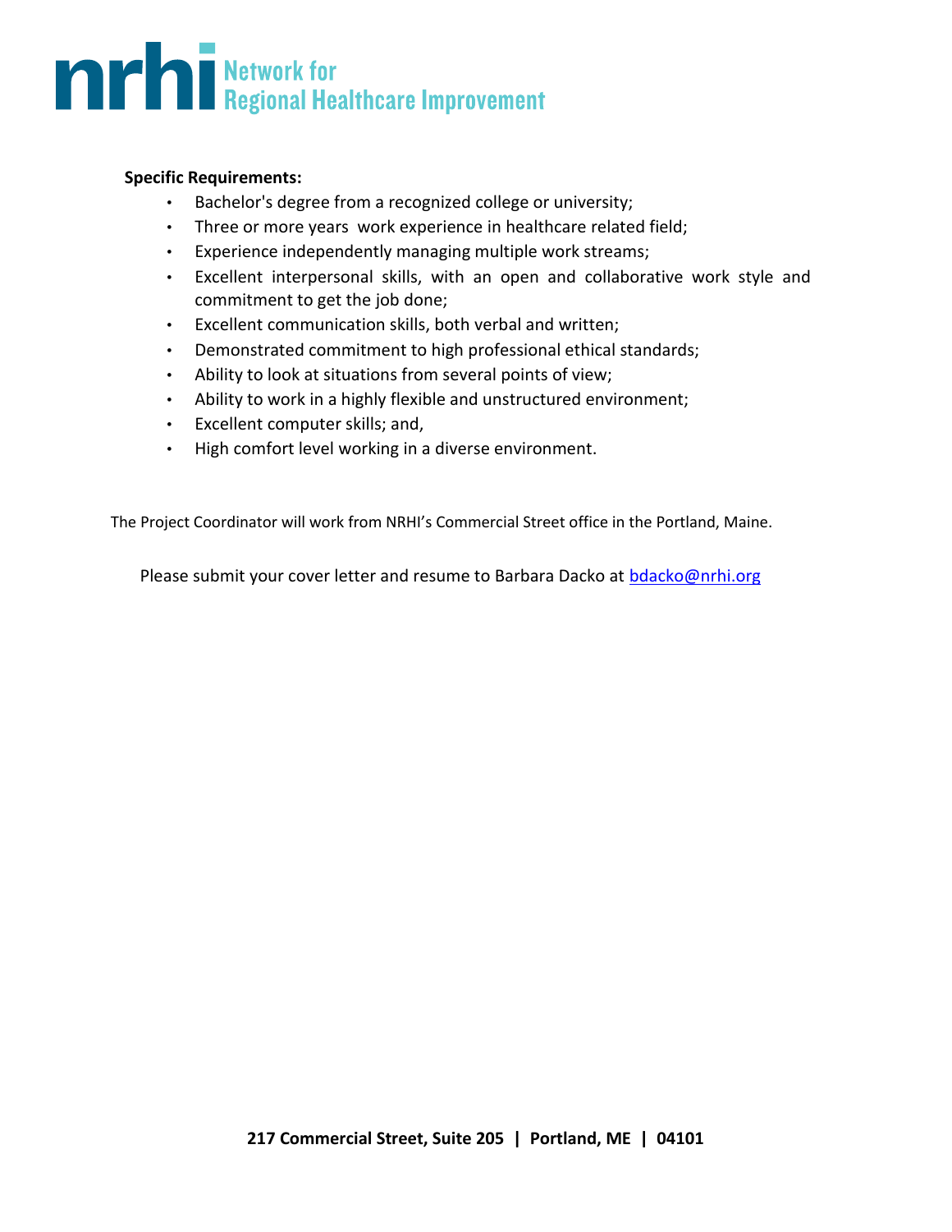**Specific Requirements:**

- Bachelor's degree from a recognized college or university;
- Three or more years work experience in healthcare related field;
- Experience independently managing multiple work streams;
- Excellent interpersonal skills, with an open and collaborative work style and commitment to get the job done;
- Excellent communication skills, both verbal and written;
- Demonstrated commitment to high professional ethical standards;
- Ability to look at situations from several points of view;
- Ability to work in a highly flexible and unstructured environment;
- Excellent computer skills; and,
- High comfort level working in a diverse environment.

The Project Coordinator will work from NRHI's Commercial Street office in the Portland, Maine.

Please submit your cover letter and resume to Barbara Dacko at bdacko@nrhi.org

**217 Commercial Street, Suite 205 | Portland, ME | 04101**